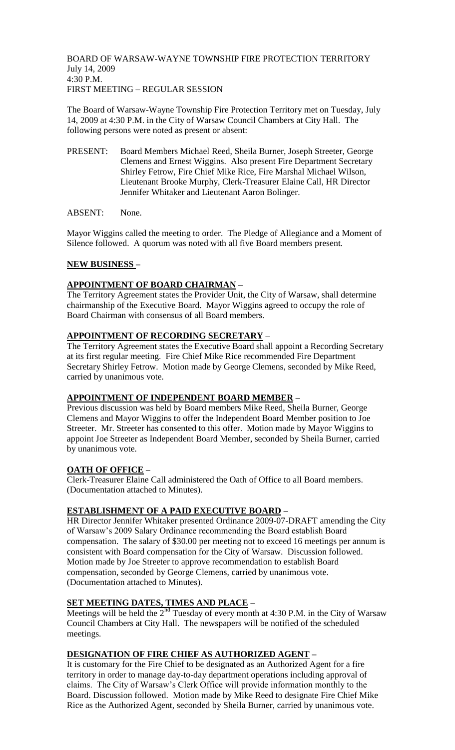BOARD OF WARSAW-WAYNE TOWNSHIP FIRE PROTECTION TERRITORY
July 14, 2009
4:30 P.M.
FIRST MEETING – REGULAR SESSION

The Board of Warsaw-Wayne Township Fire Protection Territory met on Tuesday, July 14, 2009 at 4:30 P.M. in the City of Warsaw Council Chambers at City Hall. The following persons were noted as present or absent:

PRESENT: Board Members Michael Reed, Sheila Burner, Joseph Streeter, George Clemens and Ernest Wiggins. Also present Fire Department Secretary Shirley Fetrow, Fire Chief Mike Rice, Fire Marshal Michael Wilson, Lieutenant Brooke Murphy, Clerk-Treasurer Elaine Call, HR Director Jennifer Whitaker and Lieutenant Aaron Bolinger.

ABSENT: None.

Mayor Wiggins called the meeting to order. The Pledge of Allegiance and a Moment of Silence followed. A quorum was noted with all five Board members present.

**NEW BUSINESS –**

**APPOINTMENT OF BOARD CHAIRMAN –**

The Territory Agreement states the Provider Unit, the City of Warsaw, shall determine chairmanship of the Executive Board. Mayor Wiggins agreed to occupy the role of Board Chairman with consensus of all Board members.

**APPOINTMENT OF RECORDING SECRETARY –**

The Territory Agreement states the Executive Board shall appoint a Recording Secretary at its first regular meeting. Fire Chief Mike Rice recommended Fire Department Secretary Shirley Fetrow. Motion made by George Clemens, seconded by Mike Reed, carried by unanimous vote.

**APPOINTMENT OF INDEPENDENT BOARD MEMBER –**

Previous discussion was held by Board members Mike Reed, Sheila Burner, George Clemens and Mayor Wiggins to offer the Independent Board Member position to Joe Streeter. Mr. Streeter has consented to this offer. Motion made by Mayor Wiggins to appoint Joe Streeter as Independent Board Member, seconded by Sheila Burner, carried by unanimous vote.

**OATH OF OFFICE –**

Clerk-Treasurer Elaine Call administered the Oath of Office to all Board members. (Documentation attached to Minutes).

**ESTABLISHMENT OF A PAID EXECUTIVE BOARD –**

HR Director Jennifer Whitaker presented Ordinance 2009-07-DRAFT amending the City of Warsaw's 2009 Salary Ordinance recommending the Board establish Board compensation. The salary of $30.00 per meeting not to exceed 16 meetings per annum is consistent with Board compensation for the City of Warsaw. Discussion followed. Motion made by Joe Streeter to approve recommendation to establish Board compensation, seconded by George Clemens, carried by unanimous vote. (Documentation attached to Minutes).

**SET MEETING DATES, TIMES AND PLACE –**

Meetings will be held the 2nd Tuesday of every month at 4:30 P.M. in the City of Warsaw Council Chambers at City Hall. The newspapers will be notified of the scheduled meetings.

**DESIGNATION OF FIRE CHIEF AS AUTHORIZED AGENT –**

It is customary for the Fire Chief to be designated as an Authorized Agent for a fire territory in order to manage day-to-day department operations including approval of claims. The City of Warsaw's Clerk Office will provide information monthly to the Board. Discussion followed. Motion made by Mike Reed to designate Fire Chief Mike Rice as the Authorized Agent, seconded by Sheila Burner, carried by unanimous vote.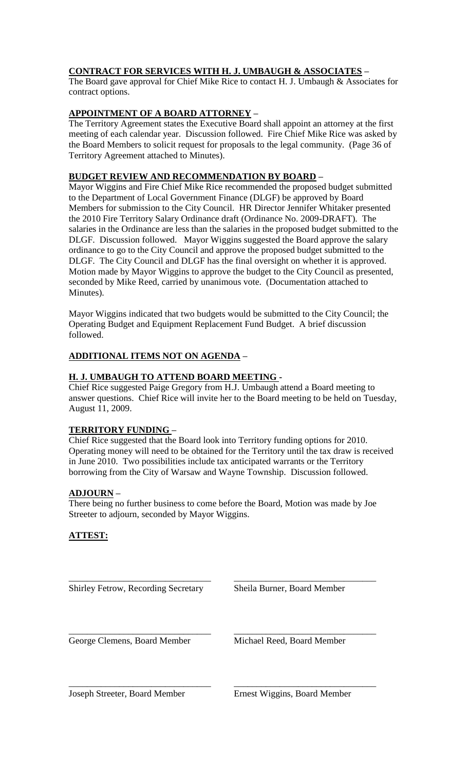**<u>CONTRACT FOR SERVICES WITH H. J. UMBAUGH & ASSOCIATES</u> –**

The Board gave approval for Chief Mike Rice to contact H. J. Umbaugh & Associates for contract options.

**<u>APPOINTMENT OF A BOARD ATTORNEY</u> –**

The Territory Agreement states the Executive Board shall appoint an attorney at the first meeting of each calendar year. Discussion followed. Fire Chief Mike Rice was asked by the Board Members to solicit request for proposals to the legal community. (Page 36 of Territory Agreement attached to Minutes).

**<u>BUDGET REVIEW AND RECOMMENDATION BY BOARD</u> –**

Mayor Wiggins and Fire Chief Mike Rice recommended the proposed budget submitted to the Department of Local Government Finance (DLGF) be approved by Board Members for submission to the City Council. HR Director Jennifer Whitaker presented the 2010 Fire Territory Salary Ordinance draft (Ordinance No. 2009-DRAFT). The salaries in the Ordinance are less than the salaries in the proposed budget submitted to the DLGF. Discussion followed. Mayor Wiggins suggested the Board approve the salary ordinance to go to the City Council and approve the proposed budget submitted to the DLGF. The City Council and DLGF has the final oversight on whether it is approved. Motion made by Mayor Wiggins to approve the budget to the City Council as presented, seconded by Mike Reed, carried by unanimous vote. (Documentation attached to Minutes).

Mayor Wiggins indicated that two budgets would be submitted to the City Council; the Operating Budget and Equipment Replacement Fund Budget. A brief discussion followed.

**<u>ADDITIONAL ITEMS NOT ON AGENDA</u> –**

**<u>H. J. UMBAUGH TO ATTEND BOARD MEETING</u> -**

Chief Rice suggested Paige Gregory from H.J. Umbaugh attend a Board meeting to answer questions. Chief Rice will invite her to the Board meeting to be held on Tuesday, August 11, 2009.

**<u>TERRITORY FUNDING</u> –**

Chief Rice suggested that the Board look into Territory funding options for 2010. Operating money will need to be obtained for the Territory until the tax draw is received in June 2010. Two possibilities include tax anticipated warrants or the Territory borrowing from the City of Warsaw and Wayne Township. Discussion followed.

**<u>ADJOURN</u> –**

There being no further business to come before the Board, Motion was made by Joe Streeter to adjourn, seconded by Mayor Wiggins.

**<u>ATTEST:</u>**

| | |
|---|---|
| _______________________________ | _______________________________ |
| Shirley Fetrow, Recording Secretary | Sheila Burner, Board Member |
| _______________________________ | _______________________________ |
| George Clemens, Board Member | Michael Reed, Board Member |
| _______________________________ | _______________________________ |
| Joseph Streeter, Board Member | Ernest Wiggins, Board Member |